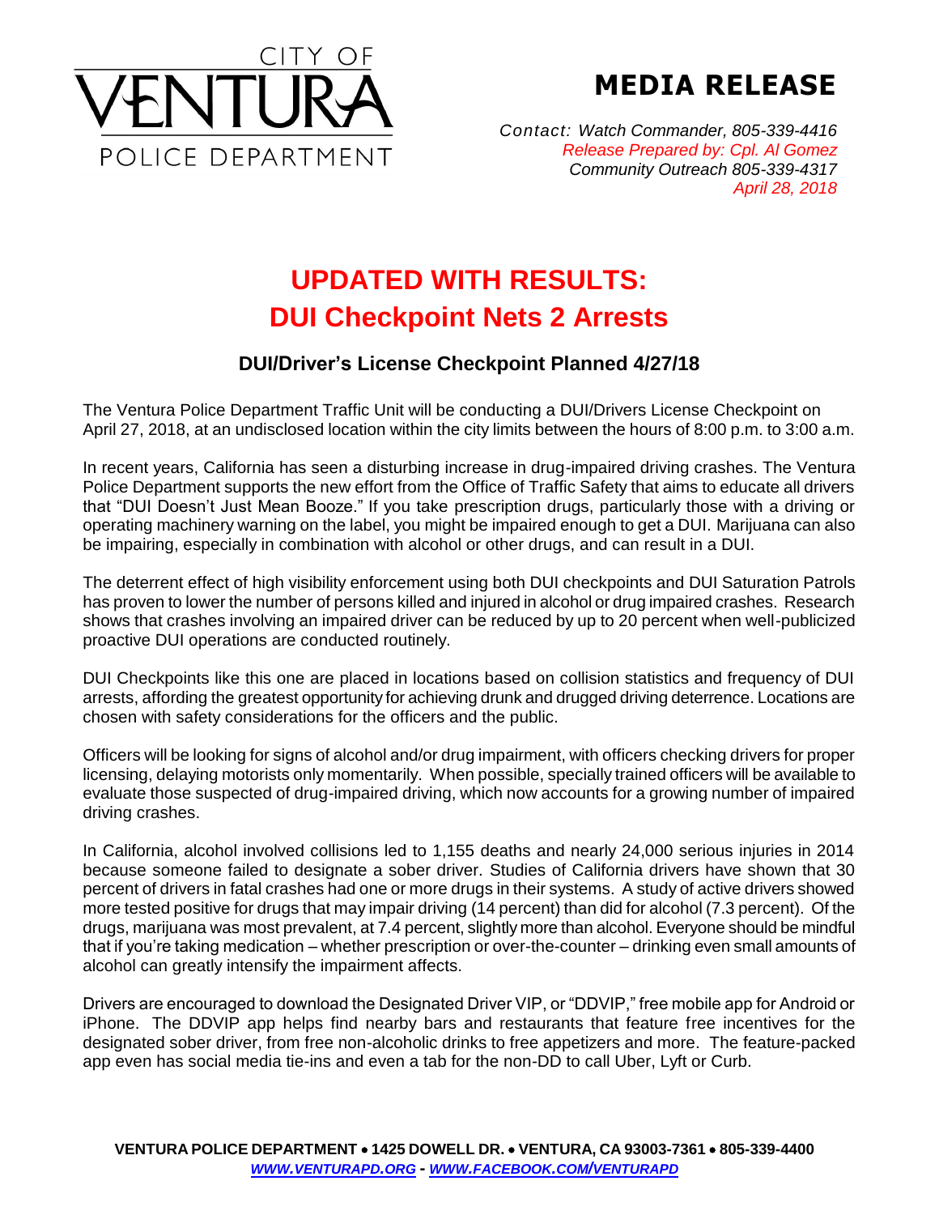CITY OF
VENTURA
POLICE DEPARTMENT

# MEDIA RELEASE

*Contact: Watch Commander, 805-339-4416*
*Release Prepared by: Cpl. Al Gomez*
*Community Outreach 805-339-4317*
*April 28, 2018*

# UPDATED WITH RESULTS: DUI Checkpoint Nets 2 Arrests

## DUI/Driver's License Checkpoint Planned 4/27/18

The Ventura Police Department Traffic Unit will be conducting a DUI/Drivers License Checkpoint on April 27, 2018, at an undisclosed location within the city limits between the hours of 8:00 p.m. to 3:00 a.m.

In recent years, California has seen a disturbing increase in drug-impaired driving crashes. The Ventura Police Department supports the new effort from the Office of Traffic Safety that aims to educate all drivers that "DUI Doesn't Just Mean Booze." If you take prescription drugs, particularly those with a driving or operating machinery warning on the label, you might be impaired enough to get a DUI. Marijuana can also be impairing, especially in combination with alcohol or other drugs, and can result in a DUI.

The deterrent effect of high visibility enforcement using both DUI checkpoints and DUI Saturation Patrols has proven to lower the number of persons killed and injured in alcohol or drug impaired crashes. Research shows that crashes involving an impaired driver can be reduced by up to 20 percent when well-publicized proactive DUI operations are conducted routinely.

DUI Checkpoints like this one are placed in locations based on collision statistics and frequency of DUI arrests, affording the greatest opportunity for achieving drunk and drugged driving deterrence. Locations are chosen with safety considerations for the officers and the public.

Officers will be looking for signs of alcohol and/or drug impairment, with officers checking drivers for proper licensing, delaying motorists only momentarily. When possible, specially trained officers will be available to evaluate those suspected of drug-impaired driving, which now accounts for a growing number of impaired driving crashes.

In California, alcohol involved collisions led to 1,155 deaths and nearly 24,000 serious injuries in 2014 because someone failed to designate a sober driver. Studies of California drivers have shown that 30 percent of drivers in fatal crashes had one or more drugs in their systems. A study of active drivers showed more tested positive for drugs that may impair driving (14 percent) than did for alcohol (7.3 percent). Of the drugs, marijuana was most prevalent, at 7.4 percent, slightly more than alcohol. Everyone should be mindful that if you're taking medication – whether prescription or over-the-counter – drinking even small amounts of alcohol can greatly intensify the impairment affects.

Drivers are encouraged to download the Designated Driver VIP, or "DDVIP," free mobile app for Android or iPhone. The DDVIP app helps find nearby bars and restaurants that feature free incentives for the designated sober driver, from free non-alcoholic drinks to free appetizers and more. The feature-packed app even has social media tie-ins and even a tab for the non-DD to call Uber, Lyft or Curb.

**VENTURA POLICE DEPARTMENT • 1425 DOWELL DR. • VENTURA, CA 93003-7361 • 805-339-4400**
**WWW.VENTURAPD.ORG - WWW.FACEBOOK.COM/VENTURAPD**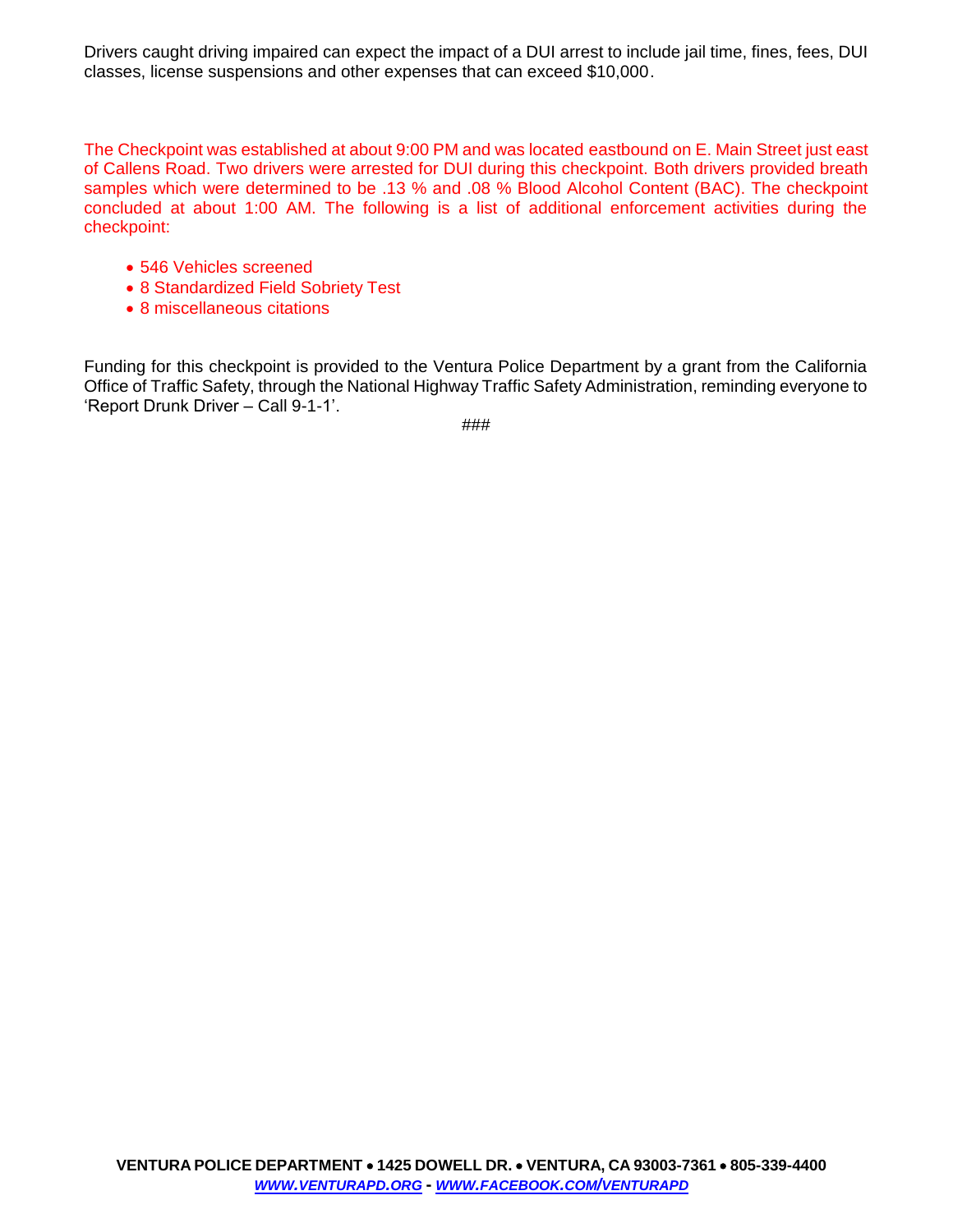Drivers caught driving impaired can expect the impact of a DUI arrest to include jail time, fines, fees, DUI classes, license suspensions and other expenses that can exceed $10,000.

The Checkpoint was established at about 9:00 PM and was located eastbound on E. Main Street just east of Callens Road. Two drivers were arrested for DUI during this checkpoint. Both drivers provided breath samples which were determined to be .13 % and .08 % Blood Alcohol Content (BAC). The checkpoint concluded at about 1:00 AM. The following is a list of additional enforcement activities during the checkpoint:

- 546 Vehicles screened
- 8 Standardized Field Sobriety Test
- 8 miscellaneous citations

Funding for this checkpoint is provided to the Ventura Police Department by a grant from the California Office of Traffic Safety, through the National Highway Traffic Safety Administration, reminding everyone to 'Report Drunk Driver – Call 9-1-1'.

###